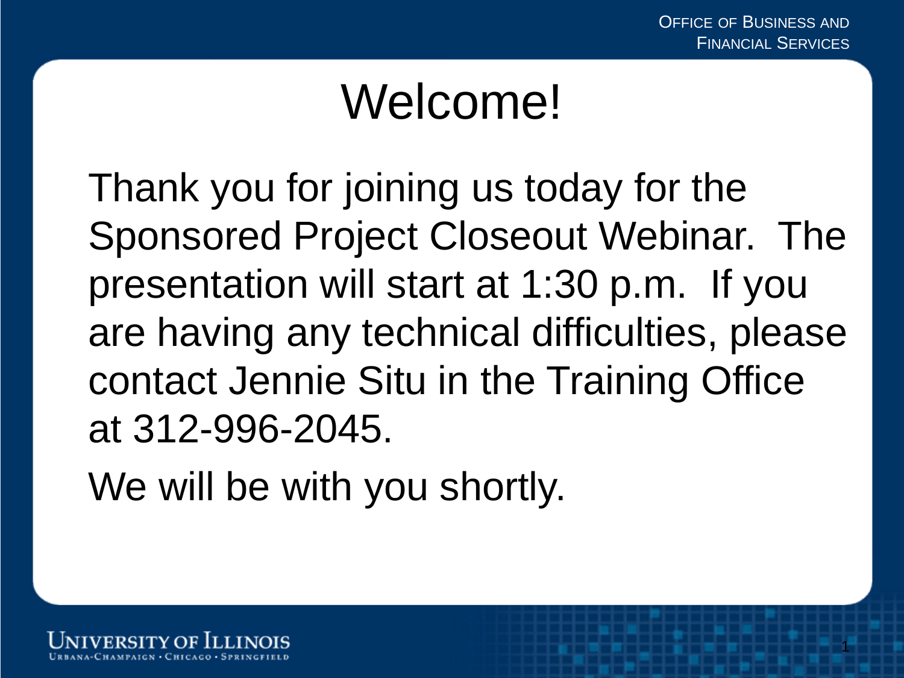# Welcome!

Thank you for joining us today for the Sponsored Project Closeout Webinar. The presentation will start at 1:30 p.m. If you are having any technical difficulties, please contact Jennie Situ in the Training Office at 312-996-2045.

We will be with you shortly.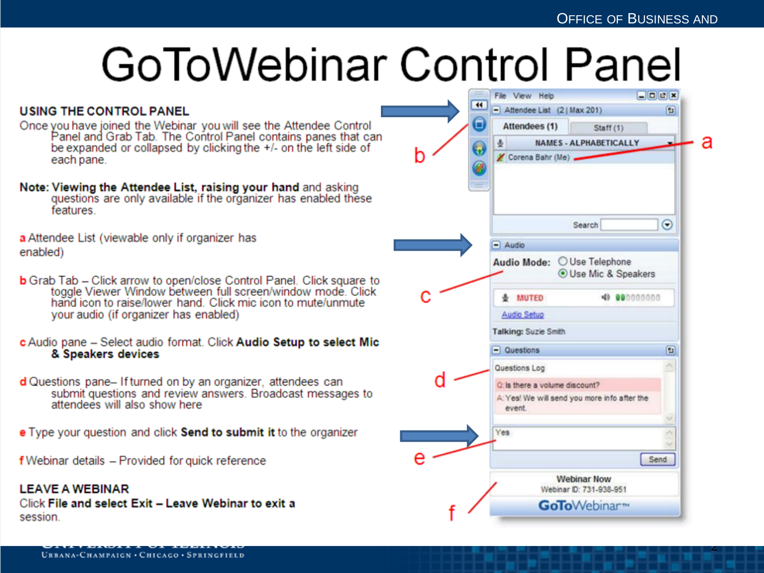# GoToWebinar Control Panel

**USING THE CONTROL PANEL**

Once you have joined the Webinar you will see the Attendee Control Panel and Grab Tab. The Control Panel contains panes that can be expanded or collapsed by clicking the +/- on the left side of each pane.

**Note: Viewing the Attendee List, raising your hand** and asking questions are only available if the organizer has enabled these features.

**a** Attendee List (viewable only if organizer has enabled)

**b** Grab Tab – Click arrow to open/close Control Panel. Click square to toggle Viewer Window between full screen/window mode. Click hand icon to raise/lower hand. Click mic icon to mute/unmute your audio (if organizer has enabled)

**c** Audio pane – Select audio format. Click **Audio Setup to select Mic & Speakers devices**

**d** Questions pane– If turned on by an organizer, attendees can submit questions and review answers. Broadcast messages to attendees will also show here

**e** Type your question and click **Send to submit it** to the organizer

**f** Webinar details – Provided for quick reference

**LEAVE A WEBINAR**

Click **File and select Exit – Leave Webinar to exit a** session.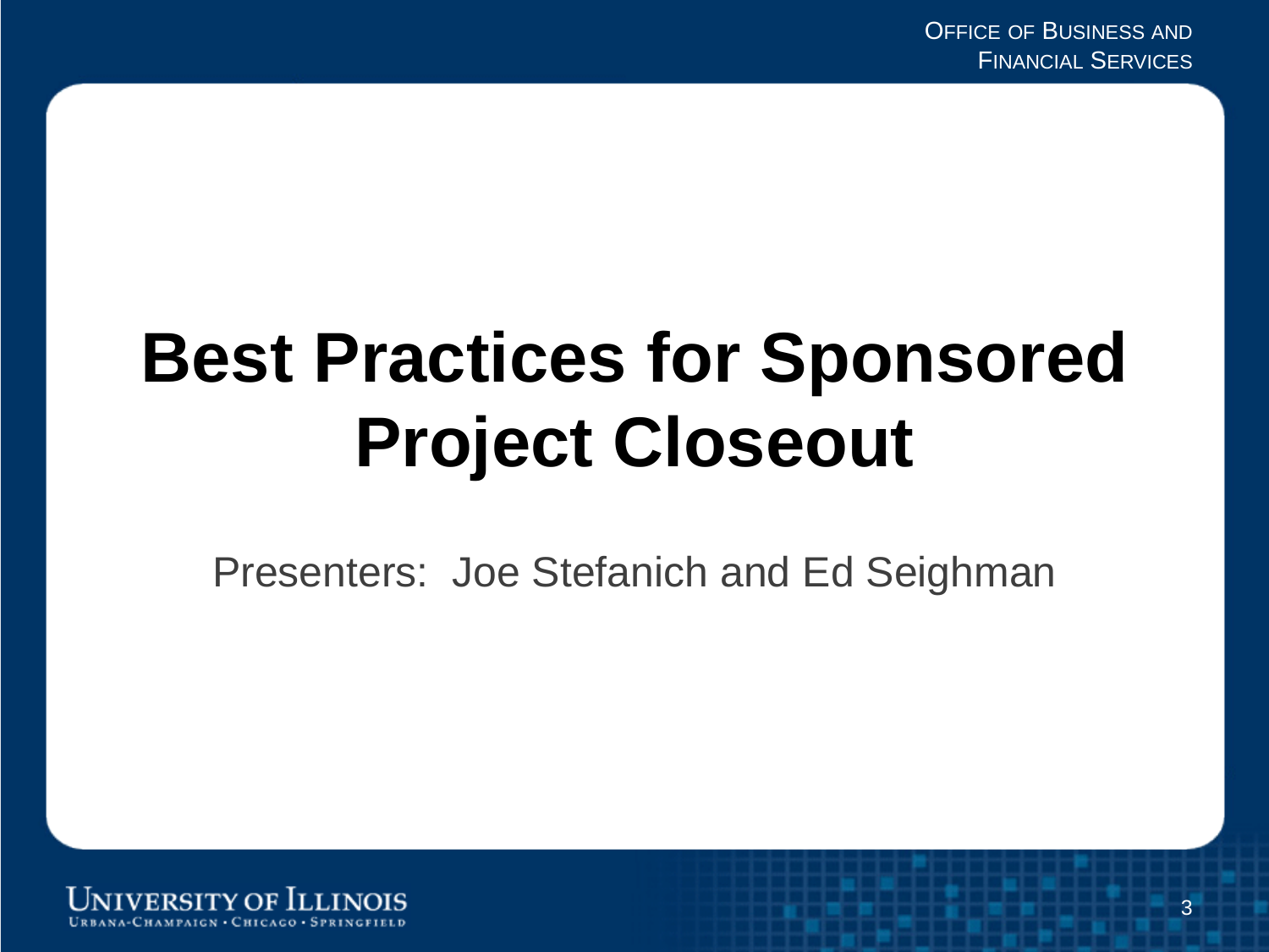# Best Practices for Sponsored Project Closeout

Presenters: Joe Stefanich and Ed Seighman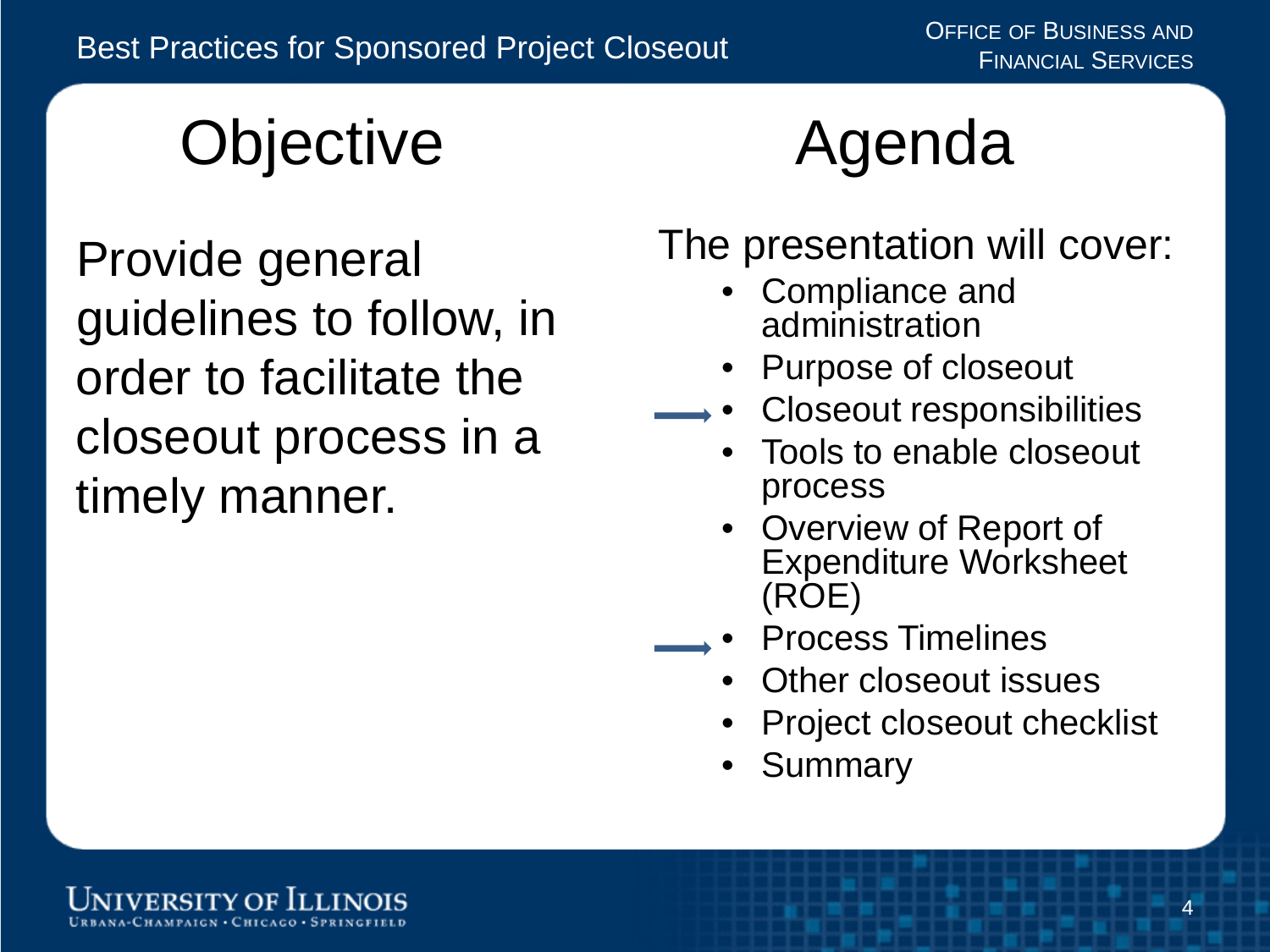## Objective

Provide general guidelines to follow, in order to facilitate the closeout process in a timely manner.

## Agenda

The presentation will cover:

- Compliance and administration
- Purpose of closeout
- → Closeout responsibilities
- Tools to enable closeout process
- Overview of Report of Expenditure Worksheet (ROE)
- → Process Timelines
- Other closeout issues
- Project closeout checklist
- Summary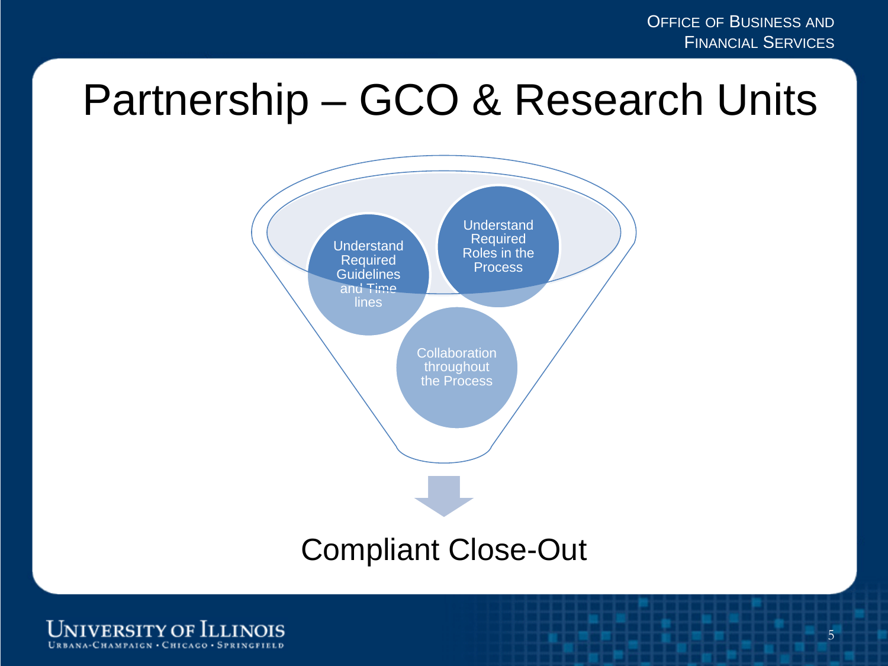# Partnership – GCO & Research Units

- Understand Required Guidelines and Time lines
- Understand Required Roles in the Process
- Collaboration throughout the Process

Compliant Close-Out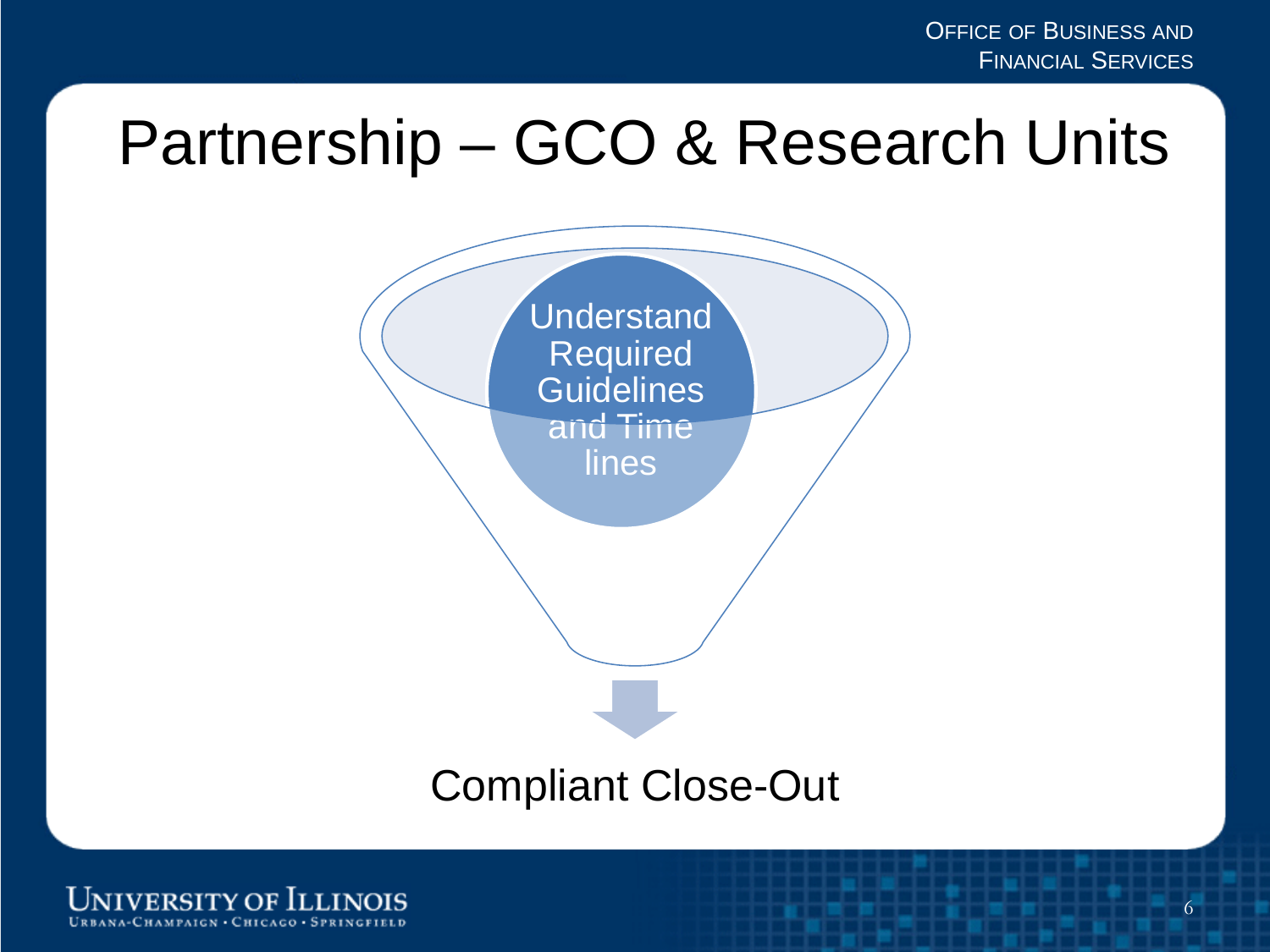# Partnership – GCO & Research Units

Understand Required Guidelines and Time lines

Compliant Close-Out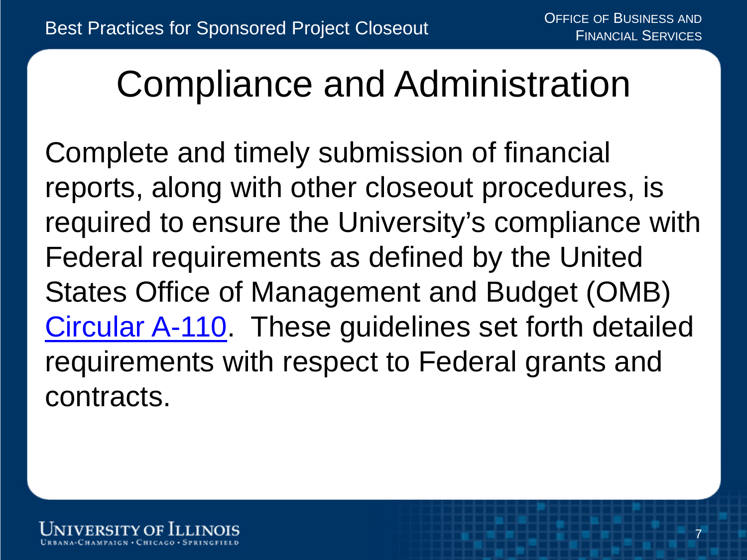# Compliance and Administration

Complete and timely submission of financial reports, along with other closeout procedures, is required to ensure the University's compliance with Federal requirements as defined by the United States Office of Management and Budget (OMB) Circular A-110. These guidelines set forth detailed requirements with respect to Federal grants and contracts.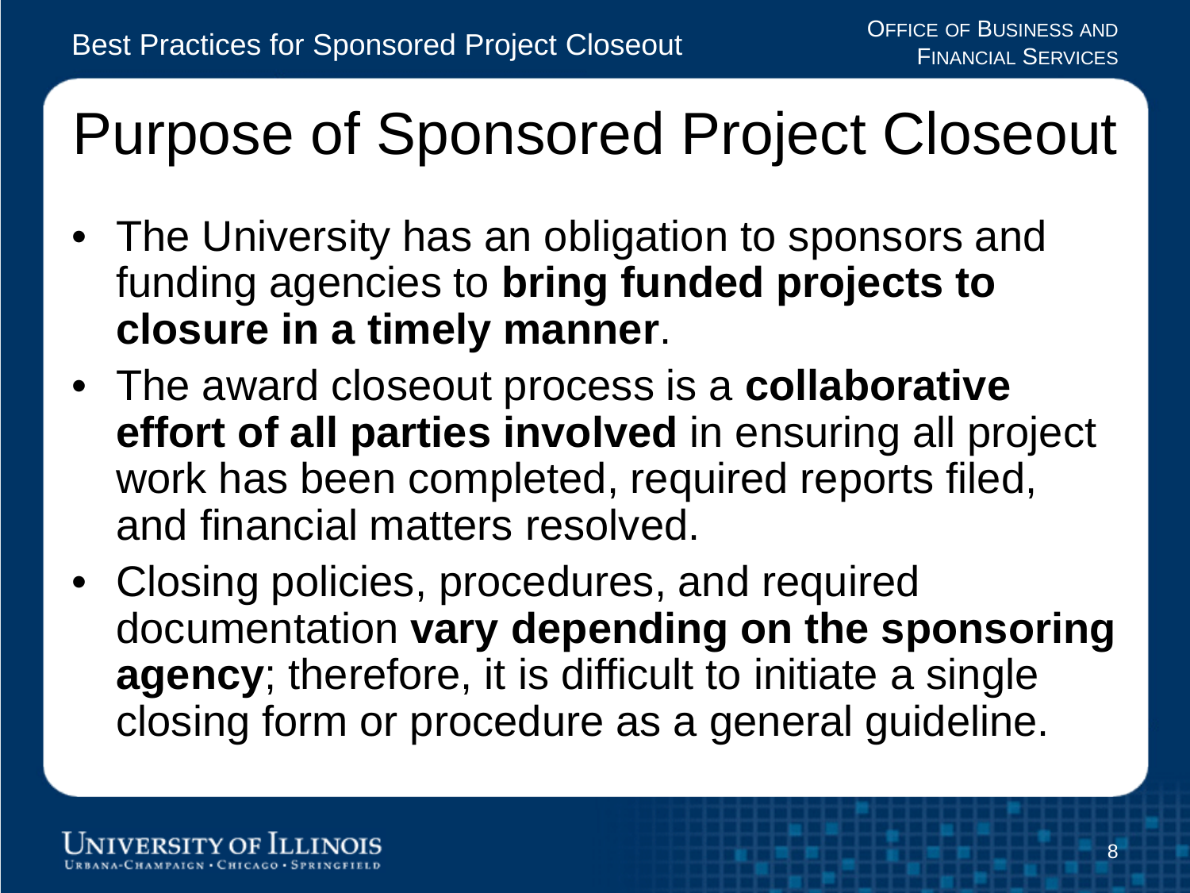# Purpose of Sponsored Project Closeout

- The University has an obligation to sponsors and funding agencies to **bring funded projects to closure in a timely manner**.
- The award closeout process is a **collaborative effort of all parties involved** in ensuring all project work has been completed, required reports filed, and financial matters resolved.
- Closing policies, procedures, and required documentation **vary depending on the sponsoring agency**; therefore, it is difficult to initiate a single closing form or procedure as a general guideline.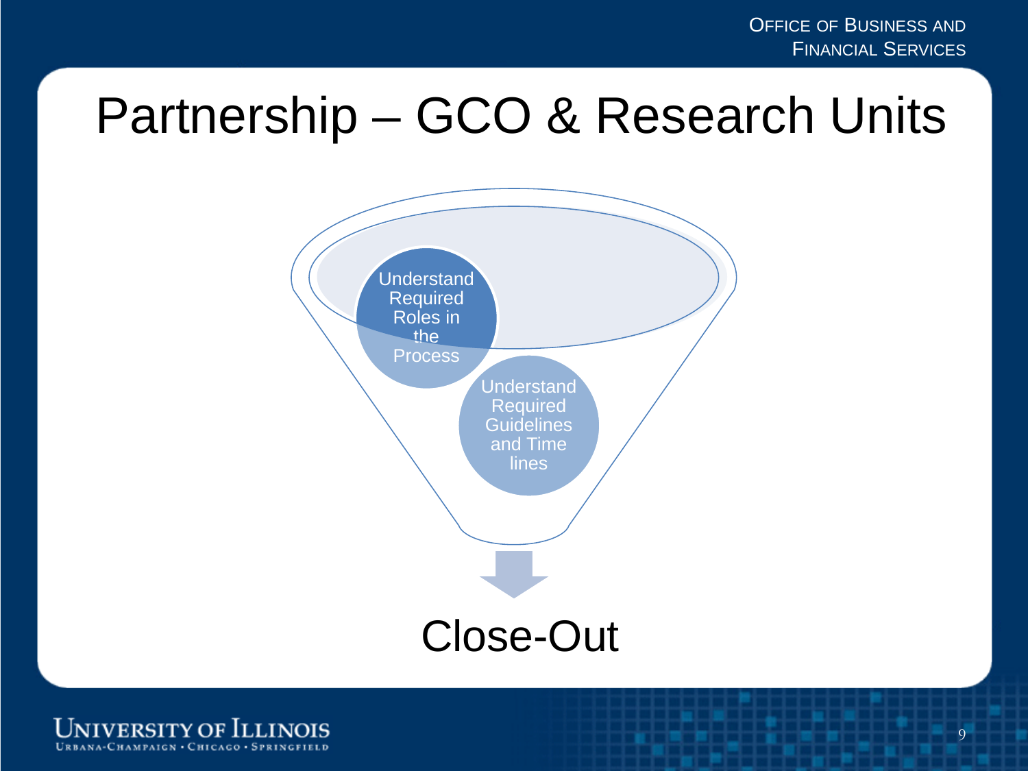# Partnership – GCO & Research Units

- Understand Required Roles in the Process
- Understand Required Guidelines and Time lines

Close-Out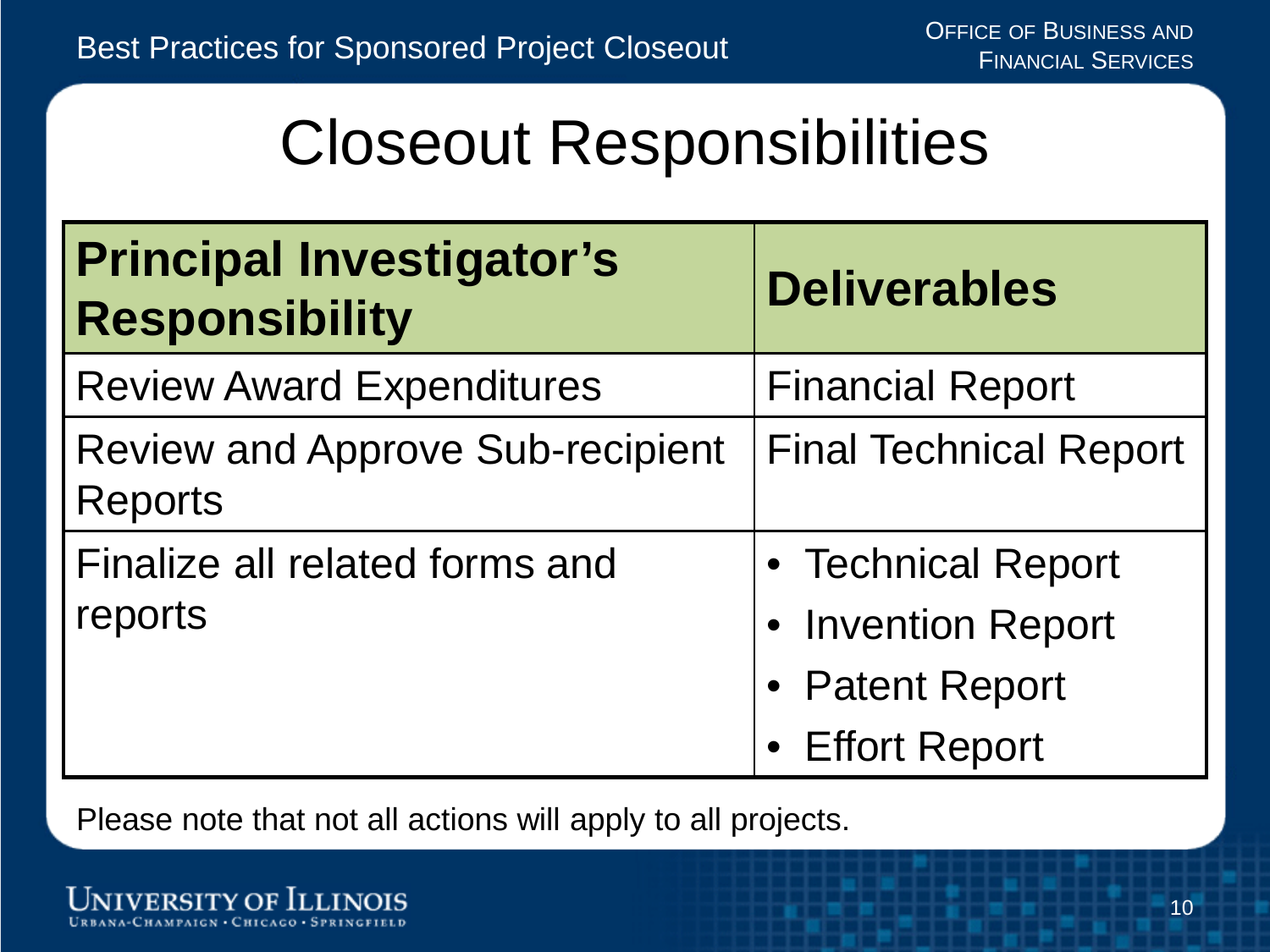# Closeout Responsibilities

| **Principal Investigator's Responsibility** | **Deliverables** |
| --- | --- |
| Review Award Expenditures | Financial Report |
| Review and Approve Sub-recipient Reports | Final Technical Report |
| Finalize all related forms and reports | • Technical Report<br>• Invention Report<br>• Patent Report<br>• Effort Report |

Please note that not all actions will apply to all projects.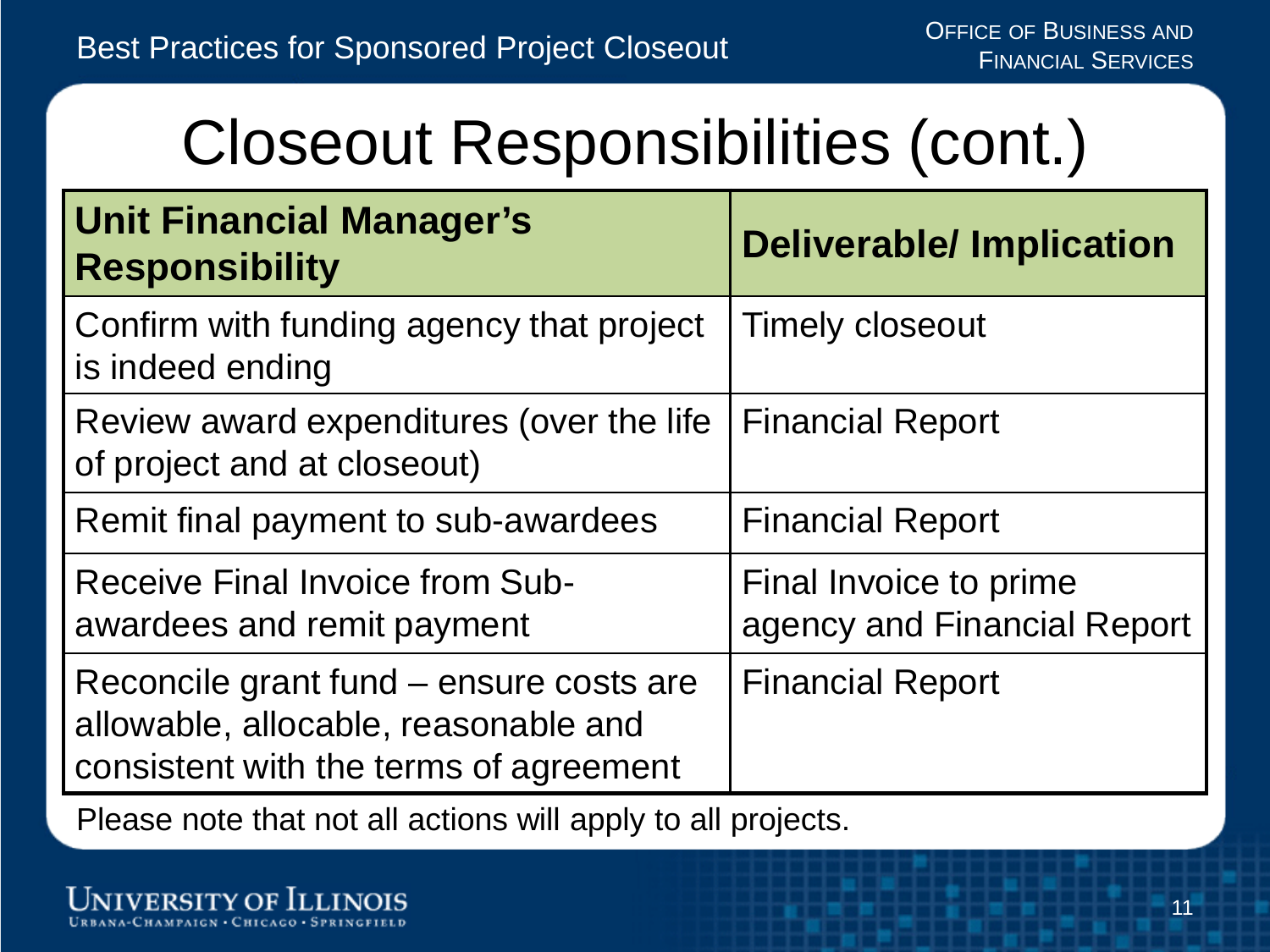# Closeout Responsibilities (cont.)

| Unit Financial Manager's Responsibility | Deliverable/ Implication |
|---|---|
| Confirm with funding agency that project is indeed ending | Timely closeout |
| Review award expenditures (over the life of project and at closeout) | Financial Report |
| Remit final payment to sub-awardees | Financial Report |
| Receive Final Invoice from Sub-awardees and remit payment | Final Invoice to prime agency and Financial Report |
| Reconcile grant fund – ensure costs are allowable, allocable, reasonable and consistent with the terms of agreement | Financial Report |

Please note that not all actions will apply to all projects.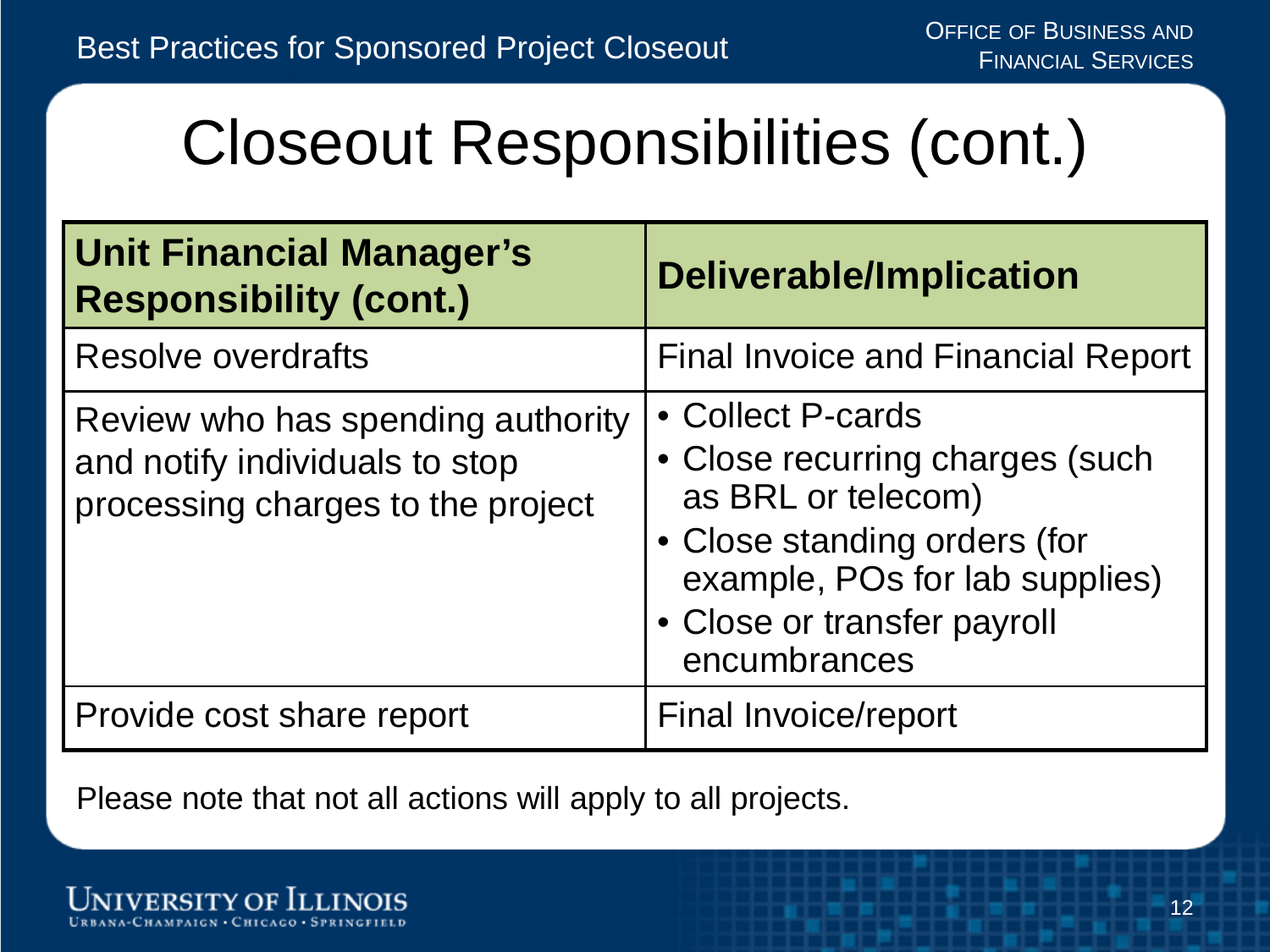# Closeout Responsibilities (cont.)

| **Unit Financial Manager's Responsibility (cont.)** | **Deliverable/Implication** |
| --- | --- |
| Resolve overdrafts | Final Invoice and Financial Report |
| Review who has spending authority and notify individuals to stop processing charges to the project | • Collect P-cards<br>• Close recurring charges (such as BRL or telecom)<br>• Close standing orders (for example, POs for lab supplies)<br>• Close or transfer payroll encumbrances |
| Provide cost share report | Final Invoice/report |

Please note that not all actions will apply to all projects.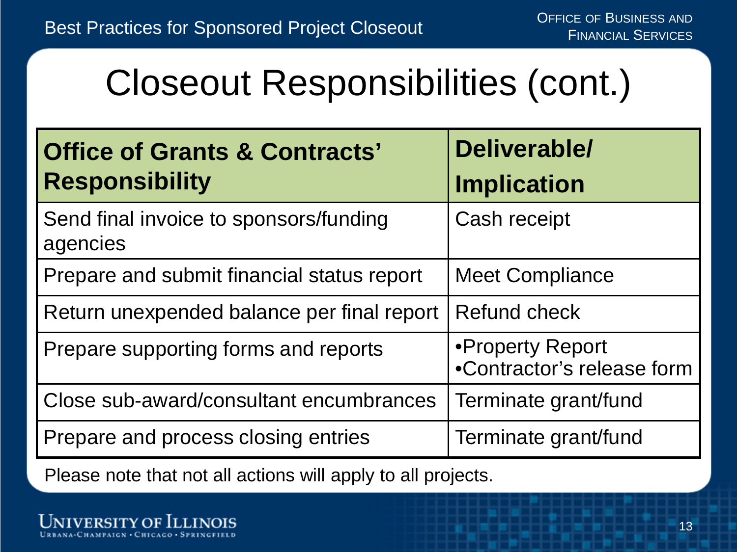# Closeout Responsibilities (cont.)

| Office of Grants & Contracts' Responsibility | Deliverable/ Implication |
| --- | --- |
| Send final invoice to sponsors/funding agencies | Cash receipt |
| Prepare and submit financial status report | Meet Compliance |
| Return unexpended balance per final report | Refund check |
| Prepare supporting forms and reports | •Property Report •Contractor's release form |
| Close sub-award/consultant encumbrances | Terminate grant/fund |
| Prepare and process closing entries | Terminate grant/fund |

Please note that not all actions will apply to all projects.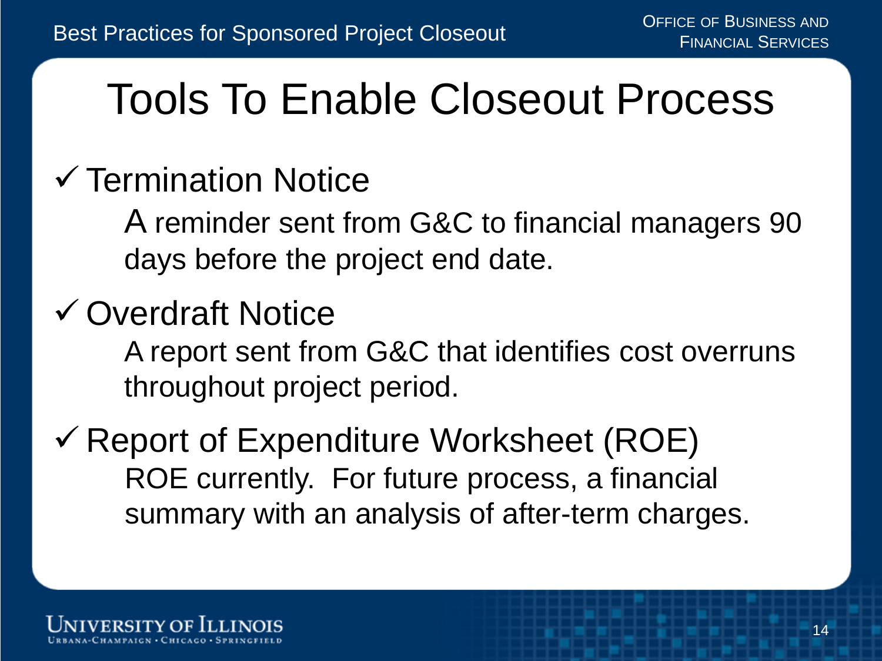# Tools To Enable Closeout Process

- ✓ Termination Notice

  A reminder sent from G&C to financial managers 90 days before the project end date.

- ✓ Overdraft Notice

  A report sent from G&C that identifies cost overruns throughout project period.

- ✓ Report of Expenditure Worksheet (ROE)

  ROE currently. For future process, a financial summary with an analysis of after-term charges.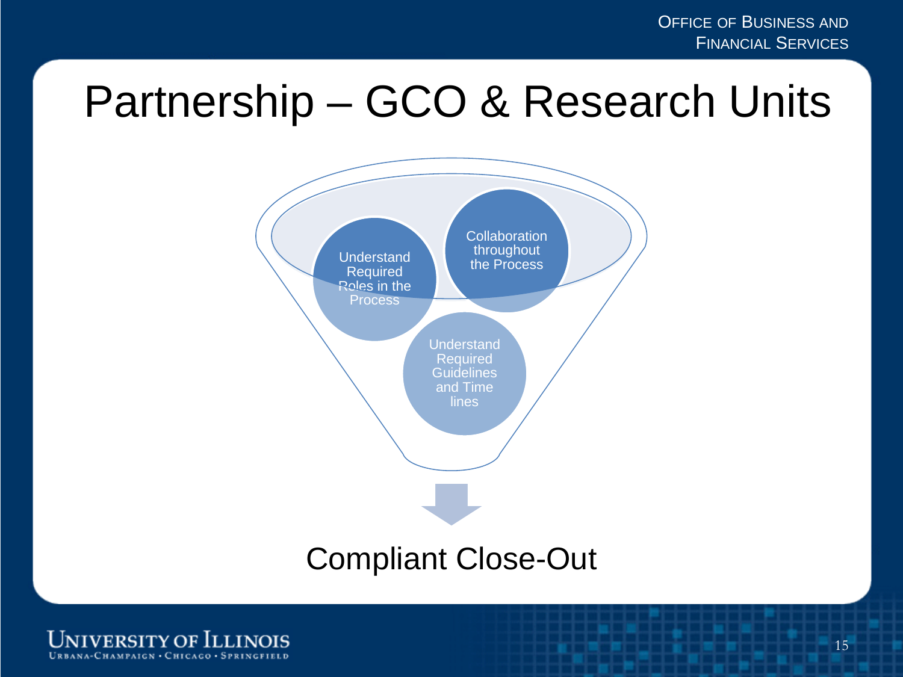# Partnership – GCO & Research Units

- Understand Required Roles in the Process
- Collaboration throughout the Process
- Understand Required Guidelines and Time lines

Compliant Close-Out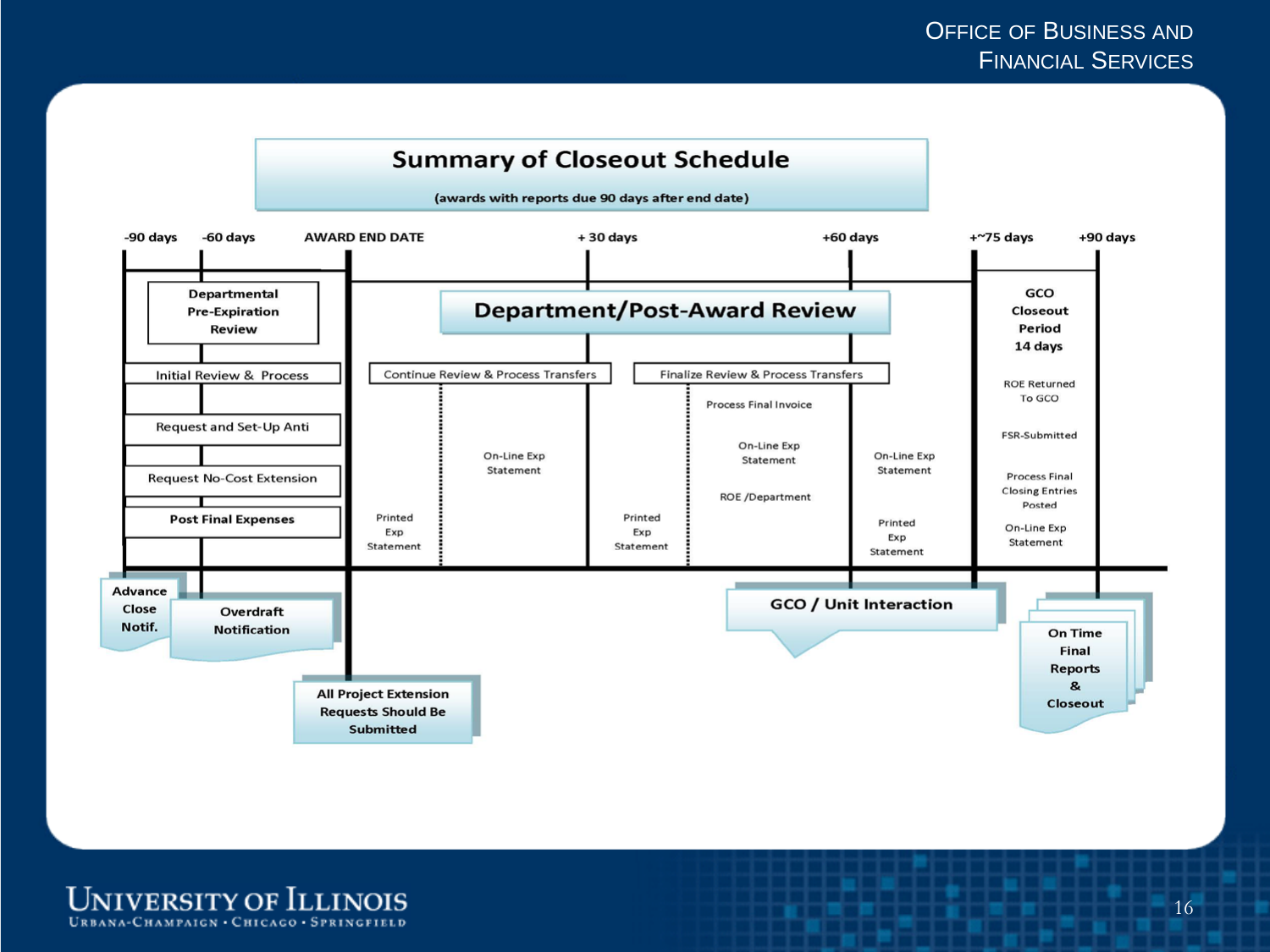# Summary of Closeout Schedule

(awards with reports due 90 days after end date)

**-90 days | -60 days | AWARD END DATE | + 30 days | +60 days | +~75 days | +90 days**

## -90 days to Award End Date

**Departmental Pre-Expiration Review**

- Initial Review & Process
- Request and Set-Up Anti
- Request No-Cost Extension
- **Post Final Expenses**

**Advance Close Notif.**

**Overdraft Notification**

**All Project Extension Requests Should Be Submitted**

## Award End Date to +~75 days

**Department/Post-Award Review**

- Continue Review & Process Transfers
  - On-Line Exp Statement
  - Printed Exp Statement
- Finalize Review & Process Transfers
  - Process Final Invoice
  - On-Line Exp Statement
  - ROE /Department
  - Printed Exp Statement
- On-Line Exp Statement
- Printed Exp Statement

**GCO / Unit Interaction**

## +~75 days to +90 days

**GCO Closeout Period 14 days**

- ROE Returned To GCO
- FSR-Submitted
- Process Final Closing Entries Posted
- On-Line Exp Statement

**On Time Final Reports & Closeout**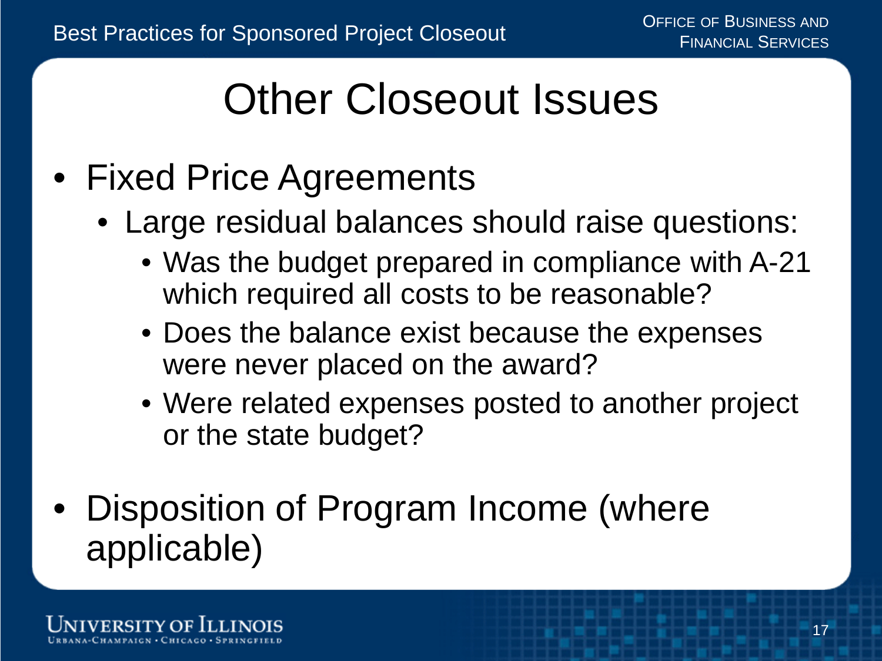# Other Closeout Issues

- Fixed Price Agreements
  - Large residual balances should raise questions:
    - Was the budget prepared in compliance with A-21 which required all costs to be reasonable?
    - Does the balance exist because the expenses were never placed on the award?
    - Were related expenses posted to another project or the state budget?
- Disposition of Program Income (where applicable)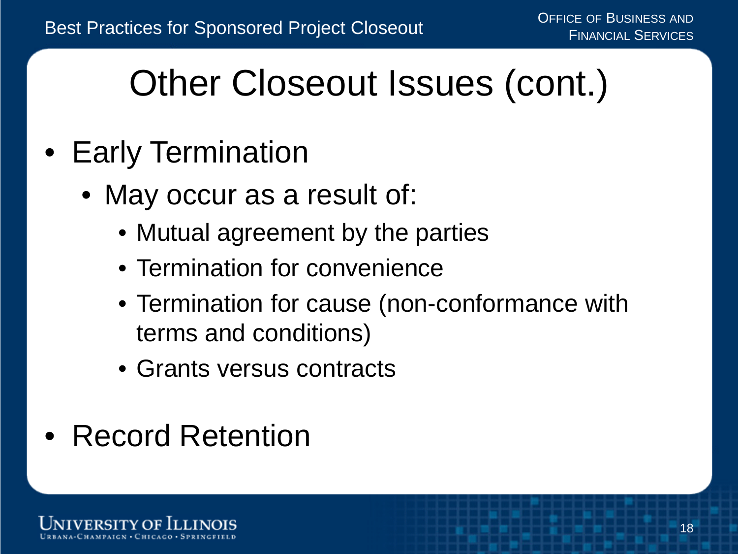# Other Closeout Issues (cont.)

- Early Termination
  - May occur as a result of:
    - Mutual agreement by the parties
    - Termination for convenience
    - Termination for cause (non-conformance with terms and conditions)
    - Grants versus contracts
- Record Retention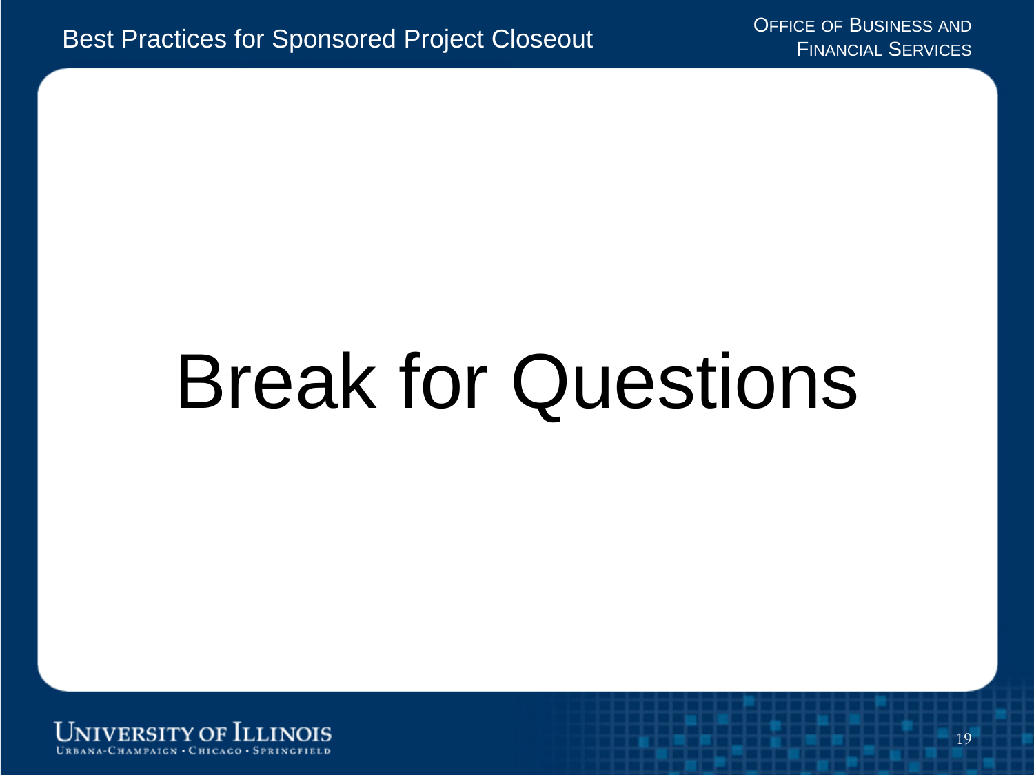# Break for Questions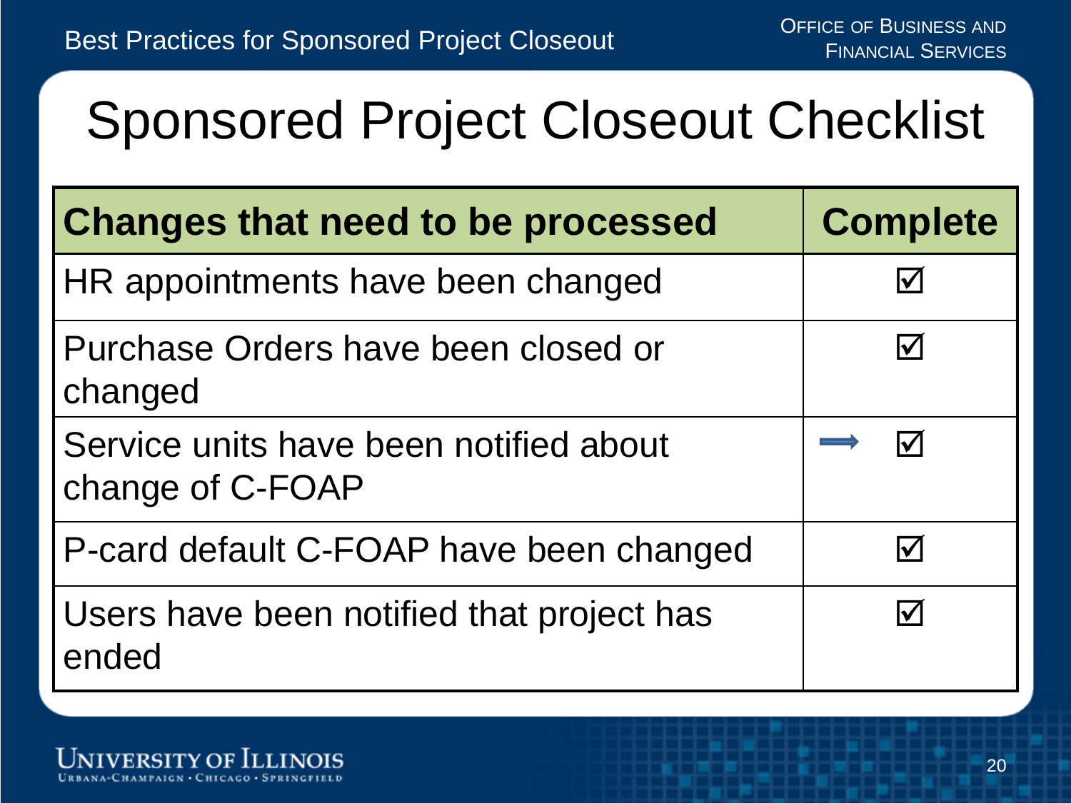# Sponsored Project Closeout Checklist

| Changes that need to be processed | Complete |
|---|---|
| HR appointments have been changed | ☑ |
| Purchase Orders have been closed or changed | ☑ |
| Service units have been notified about change of C-FOAP | ➡ ☑ |
| P-card default C-FOAP have been changed | ☑ |
| Users have been notified that project has ended | ☑ |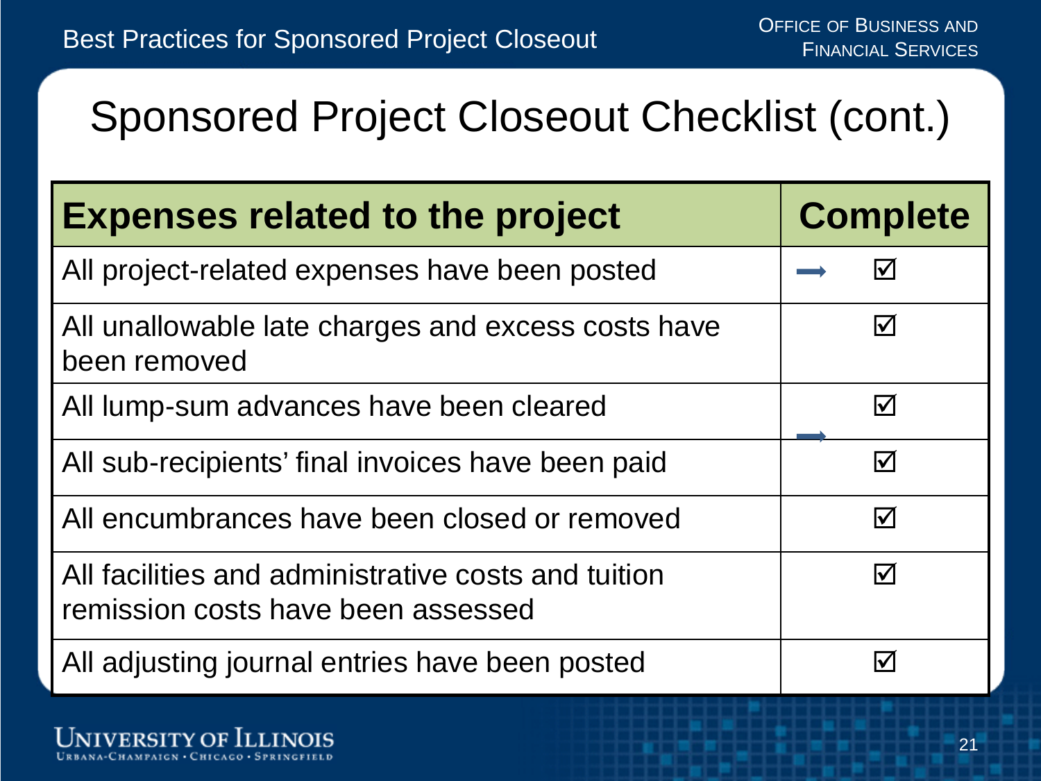# Sponsored Project Closeout Checklist (cont.)

| Expenses related to the project | Complete |
|---|---|
| All project-related expenses have been posted | ➡ ☑ |
| All unallowable late charges and excess costs have been removed | ☑ |
| All lump-sum advances have been cleared | ☑ |
| All sub-recipients' final invoices have been paid | ➡ ☑ |
| All encumbrances have been closed or removed | ☑ |
| All facilities and administrative costs and tuition remission costs have been assessed | ☑ |
| All adjusting journal entries have been posted | ☑ |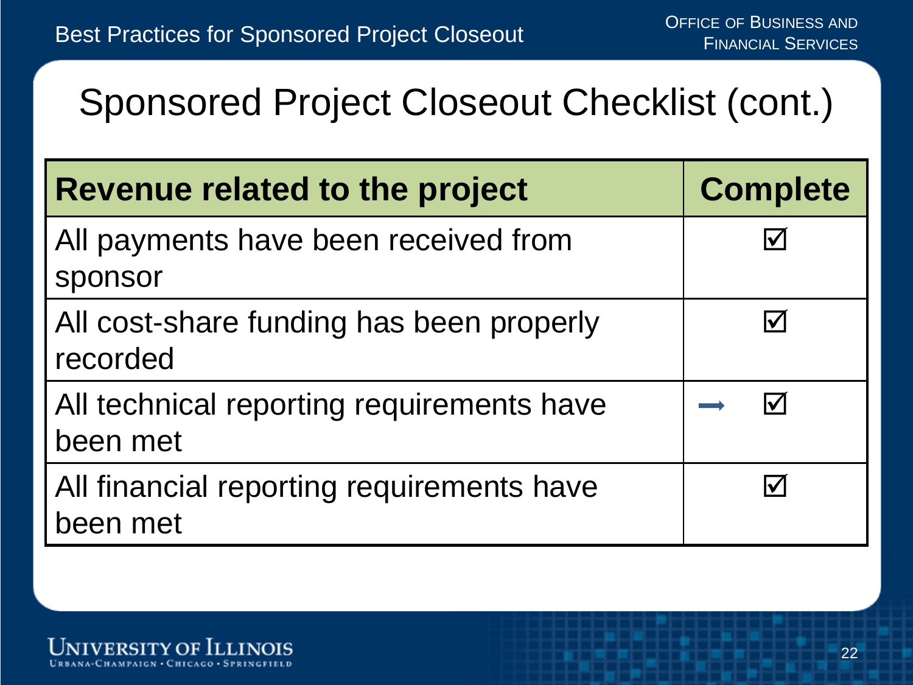# Sponsored Project Closeout Checklist (cont.)

| Revenue related to the project | Complete |
| --- | --- |
| All payments have been received from sponsor | ☑ |
| All cost-share funding has been properly recorded | ☑ |
| All technical reporting requirements have been met | ➡ ☑ |
| All financial reporting requirements have been met | ☑ |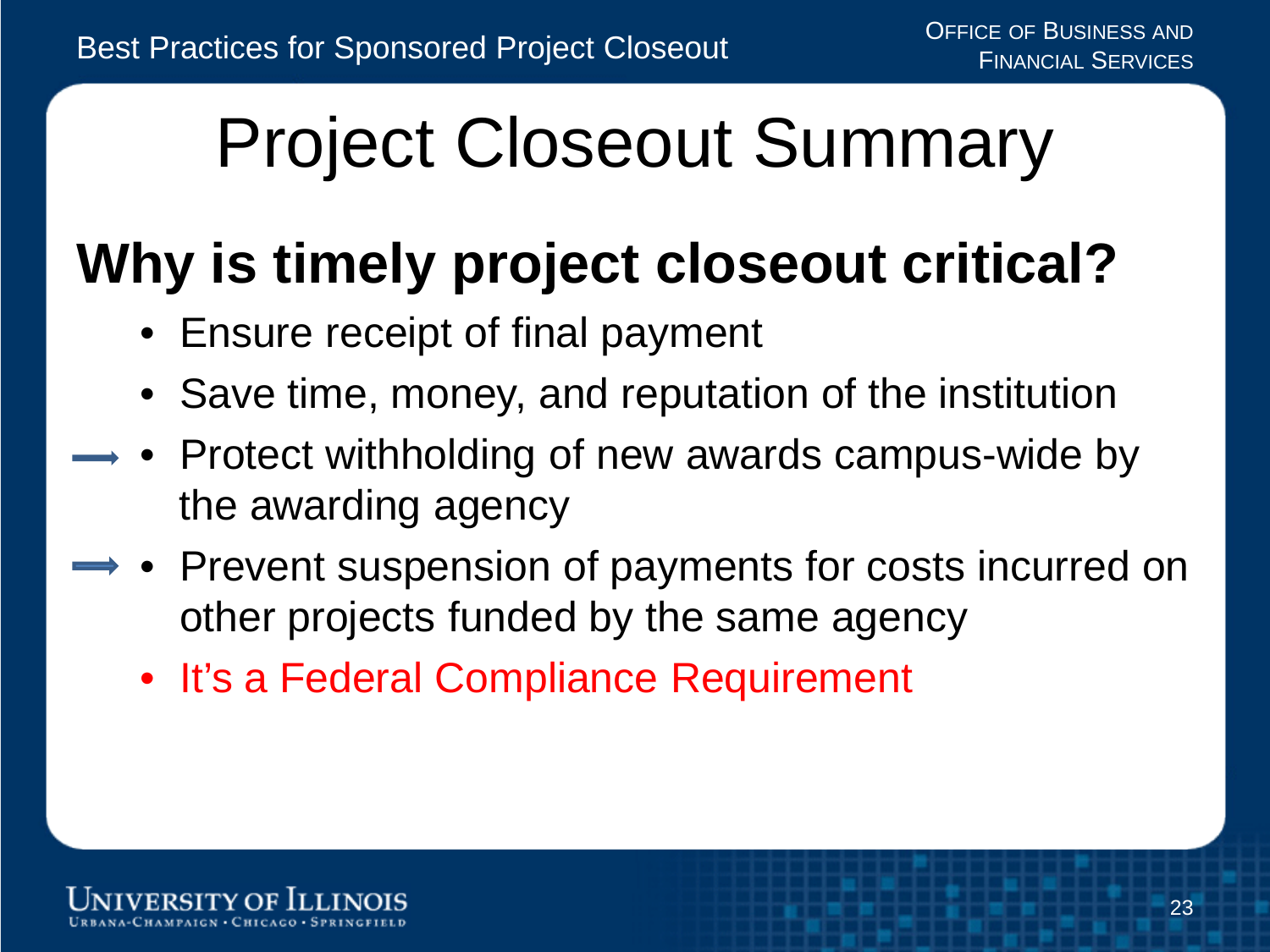# Project Closeout Summary

## Why is timely project closeout critical?

- Ensure receipt of final payment
- Save time, money, and reputation of the institution
- Protect withholding of new awards campus-wide by the awarding agency
- Prevent suspension of payments for costs incurred on other projects funded by the same agency
- It's a Federal Compliance Requirement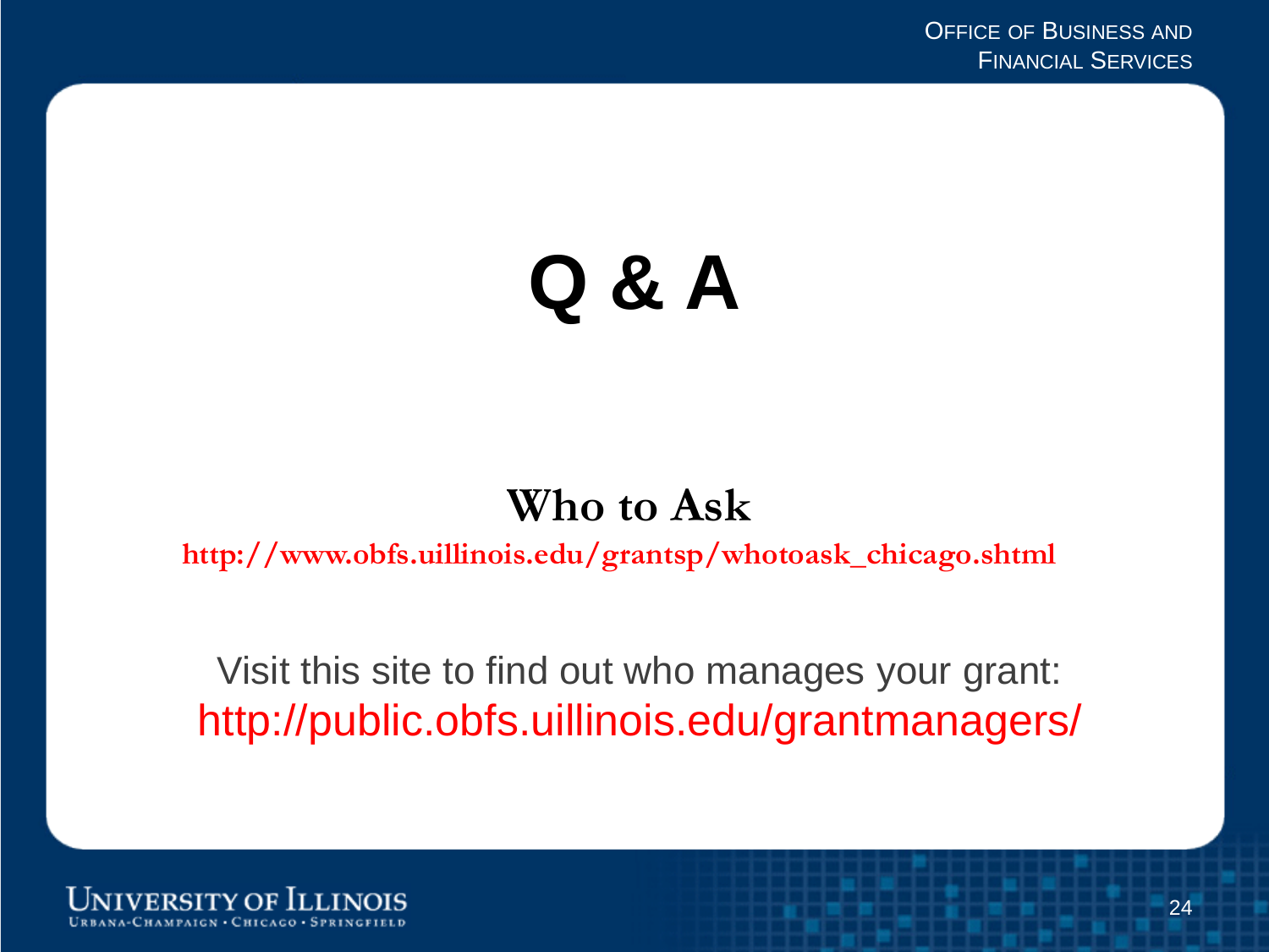# Q & A

## Who to Ask

http://www.obfs.uillinois.edu/grantsp/whotoask_chicago.shtml

Visit this site to find out who manages your grant:
http://public.obfs.uillinois.edu/grantmanagers/